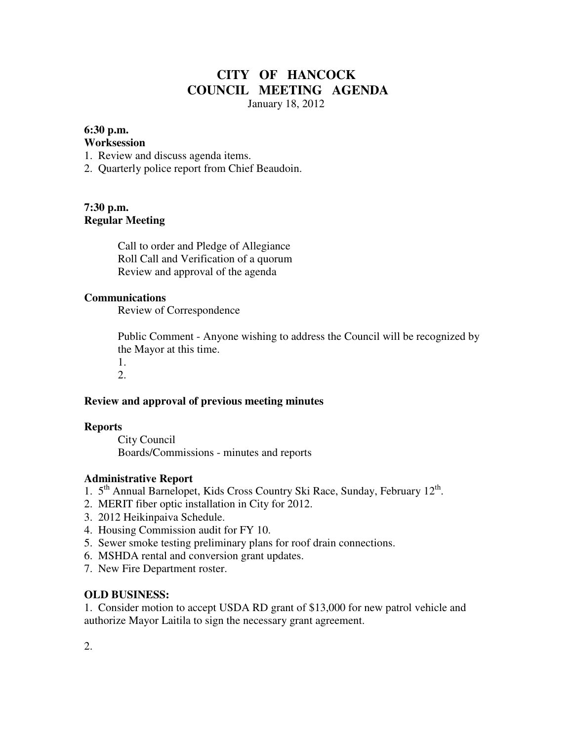# CITY OF HANCOCK
# COUNCIL MEETING AGENDA

January 18, 2012

**6:30 p.m.**
**Worksession**

1. Review and discuss agenda items.
2. Quarterly police report from Chief Beaudoin.

**7:30 p.m.**
**Regular Meeting**

Call to order and Pledge of Allegiance
Roll Call and Verification of a quorum
Review and approval of the agenda

**Communications**

Review of Correspondence

Public Comment - Anyone wishing to address the Council will be recognized by the Mayor at this time.

1.
2.

**Review and approval of previous meeting minutes**

**Reports**

City Council
Boards/Commissions - minutes and reports

**Administrative Report**

1. 5th Annual Barnelopet, Kids Cross Country Ski Race, Sunday, February 12th.
2. MERIT fiber optic installation in City for 2012.
3. 2012 Heikinpaiva Schedule.
4. Housing Commission audit for FY 10.
5. Sewer smoke testing preliminary plans for roof drain connections.
6. MSHDA rental and conversion grant updates.
7. New Fire Department roster.

**OLD BUSINESS:**

1. Consider motion to accept USDA RD grant of $13,000 for new patrol vehicle and authorize Mayor Laitila to sign the necessary grant agreement.

2.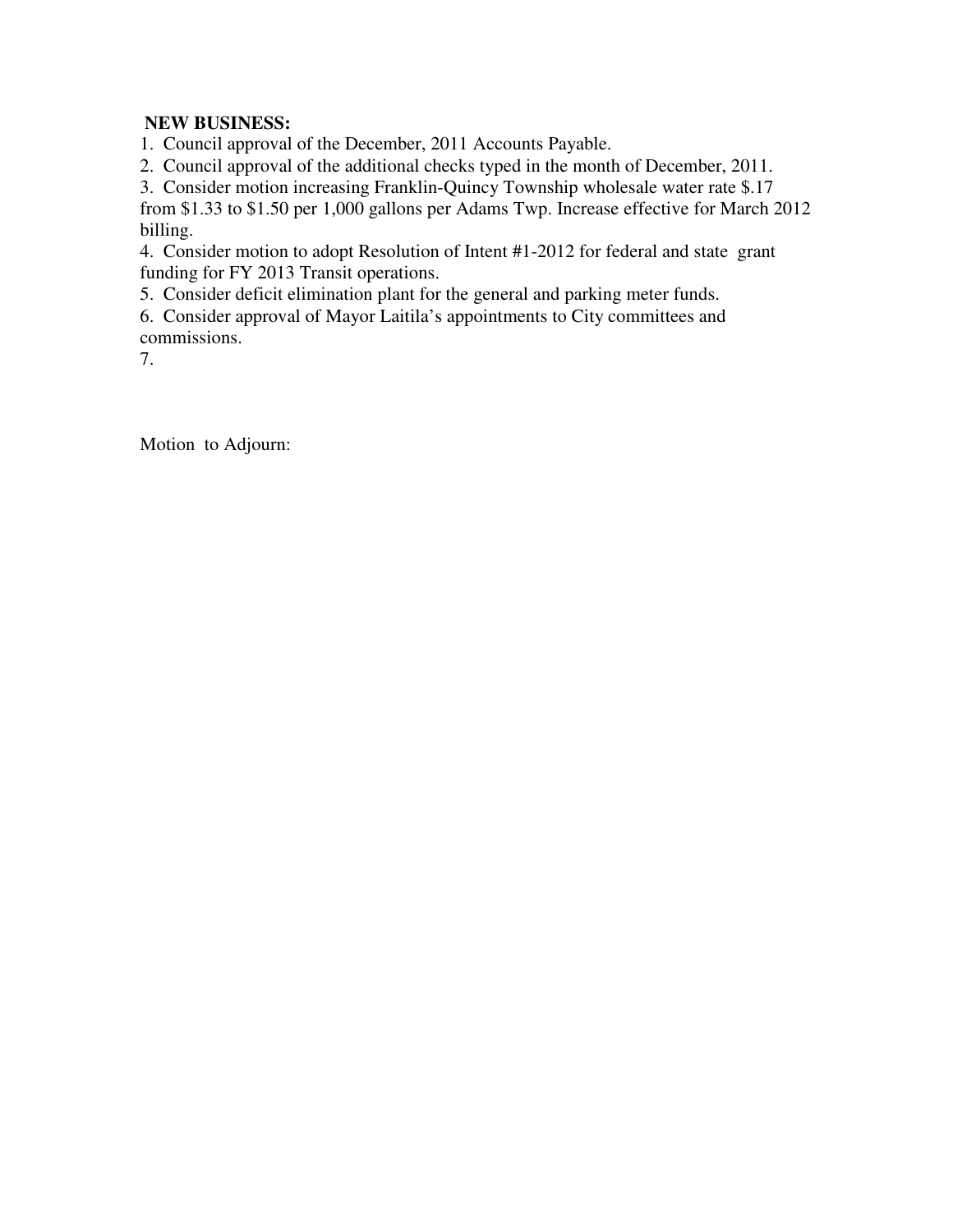**NEW BUSINESS:**

1. Council approval of the December, 2011 Accounts Payable.
2. Council approval of the additional checks typed in the month of December, 2011.
3. Consider motion increasing Franklin-Quincy Township wholesale water rate $.17 from $1.33 to $1.50 per 1,000 gallons per Adams Twp. Increase effective for March 2012 billing.
4. Consider motion to adopt Resolution of Intent #1-2012 for federal and state grant funding for FY 2013 Transit operations.
5. Consider deficit elimination plant for the general and parking meter funds.
6. Consider approval of Mayor Laitila's appointments to City committees and commissions.
7.

Motion to Adjourn: